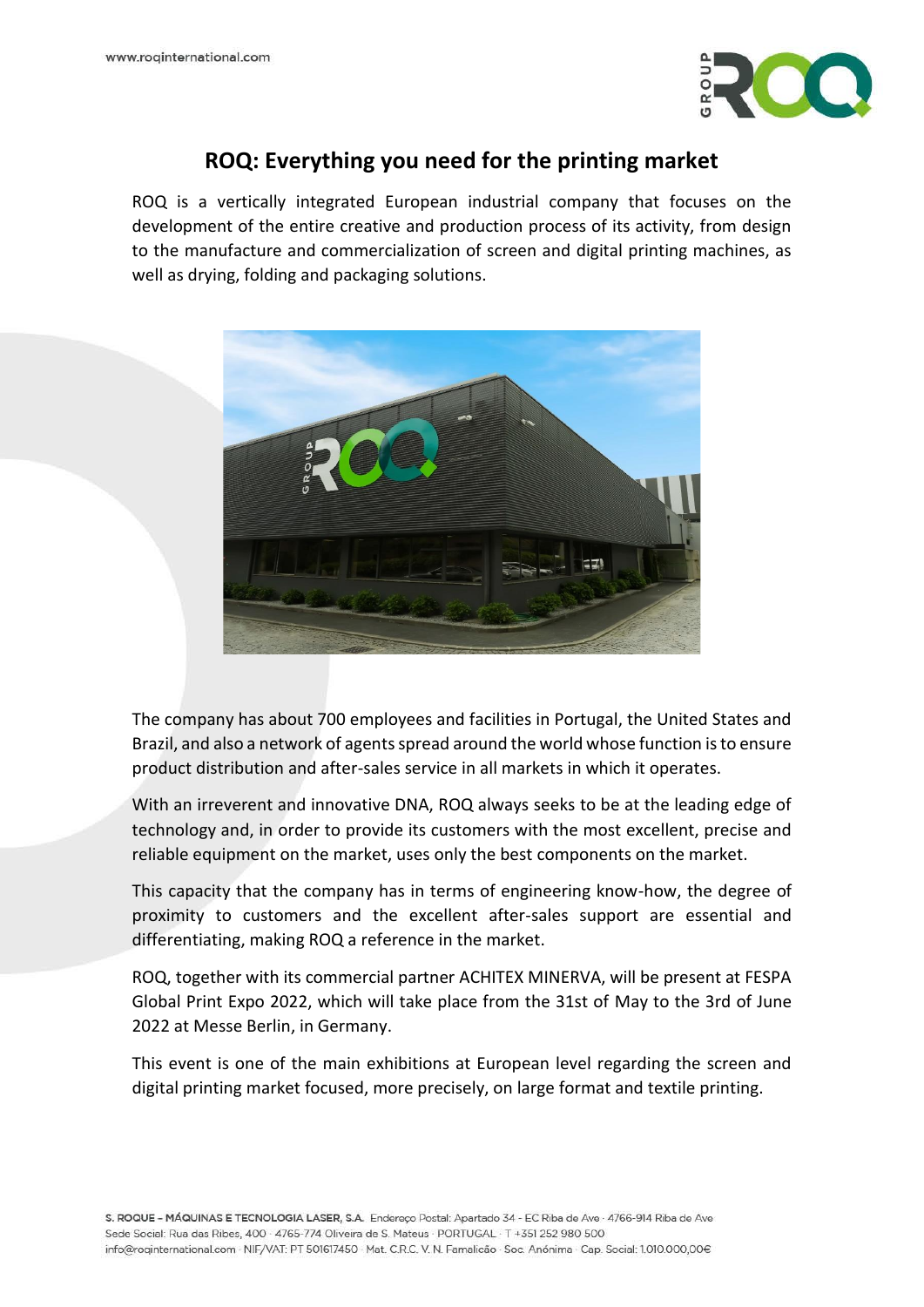# ROQ: Everything you need for the printing market

ROQ is a vertically integrated European industrial company that focuses on the development of the entire creative and production process of its activity, from design to the manufacture and commercialization of screen and digital printing machines, as well as drying, folding and packaging solutions.

The company has about 700 employees and facilities in Portugal, the United States and Brazil, and also a network of agents spread around the world whose function is to ensure product distribution and after-sales service in all markets in which it operates.

With an irreverent and innovative DNA, ROQ always seeks to be at the leading edge of technology and, in order to provide its customers with the most excellent, precise and reliable equipment on the market, uses only the best components on the market.

This capacity that the company has in terms of engineering know-how, the degree of proximity to customers and the excellent after-sales support are essential and differentiating, making ROQ a reference in the market.

ROQ, together with its commercial partner ACHITEX MINERVA, will be present at FESPA Global Print Expo 2022, which will take place from the 31st of May to the 3rd of June 2022 at Messe Berlin, in Germany.

This event is one of the main exhibitions at European level regarding the screen and digital printing market focused, more precisely, on large format and textile printing.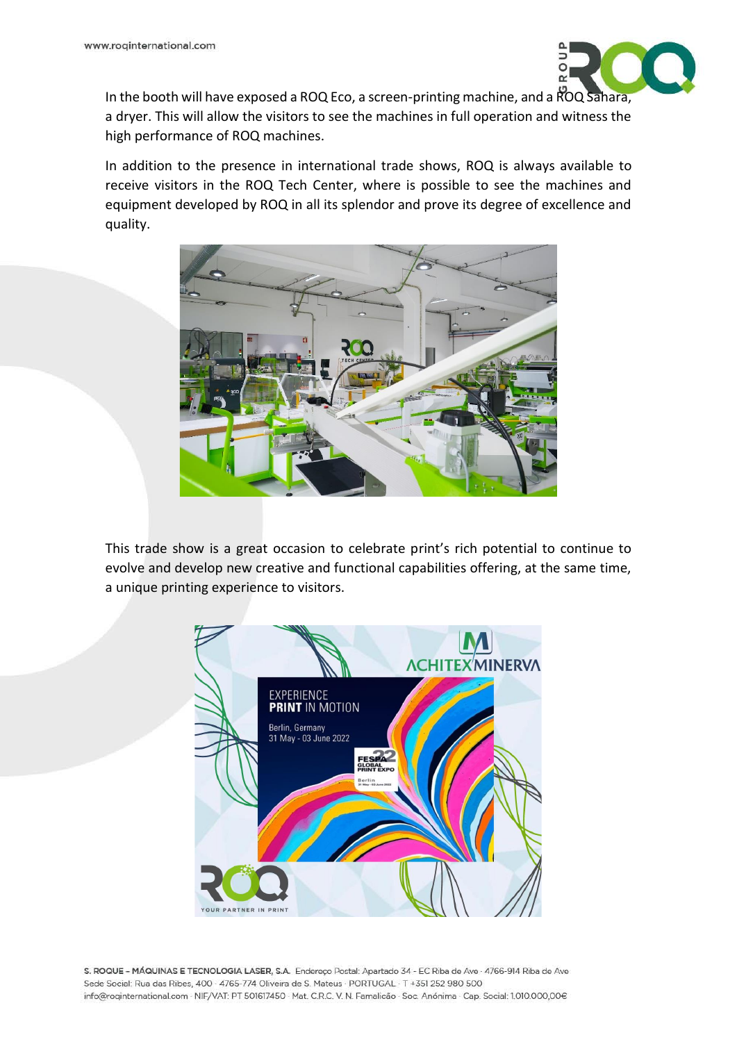In the booth will have exposed a ROQ Eco, a screen-printing machine, and a ROQ Sahara, a dryer. This will allow the visitors to see the machines in full operation and witness the high performance of ROQ machines.

In addition to the presence in international trade shows, ROQ is always available to receive visitors in the ROQ Tech Center, where is possible to see the machines and equipment developed by ROQ in all its splendor and prove its degree of excellence and quality.

This trade show is a great occasion to celebrate print's rich potential to continue to evolve and develop new creative and functional capabilities offering, at the same time, a unique printing experience to visitors.

S. ROQUE – MÁQUINAS E TECNOLOGIA LASER, S.A. Endereço Postal: Apartado 34 - EC Riba de Ave · 4766-914 Riba de Ave
Sede Social: Rua das Ribes, 400 · 4765-774 Oliveira de S. Mateus · PORTUGAL · T +351 252 980 500
info@roqinternational.com · NIF/VAT: PT 501617450 · Mat. C.R.C. V. N. Famalicão · Soc. Anónima · Cap. Social: 1.010.000,00€